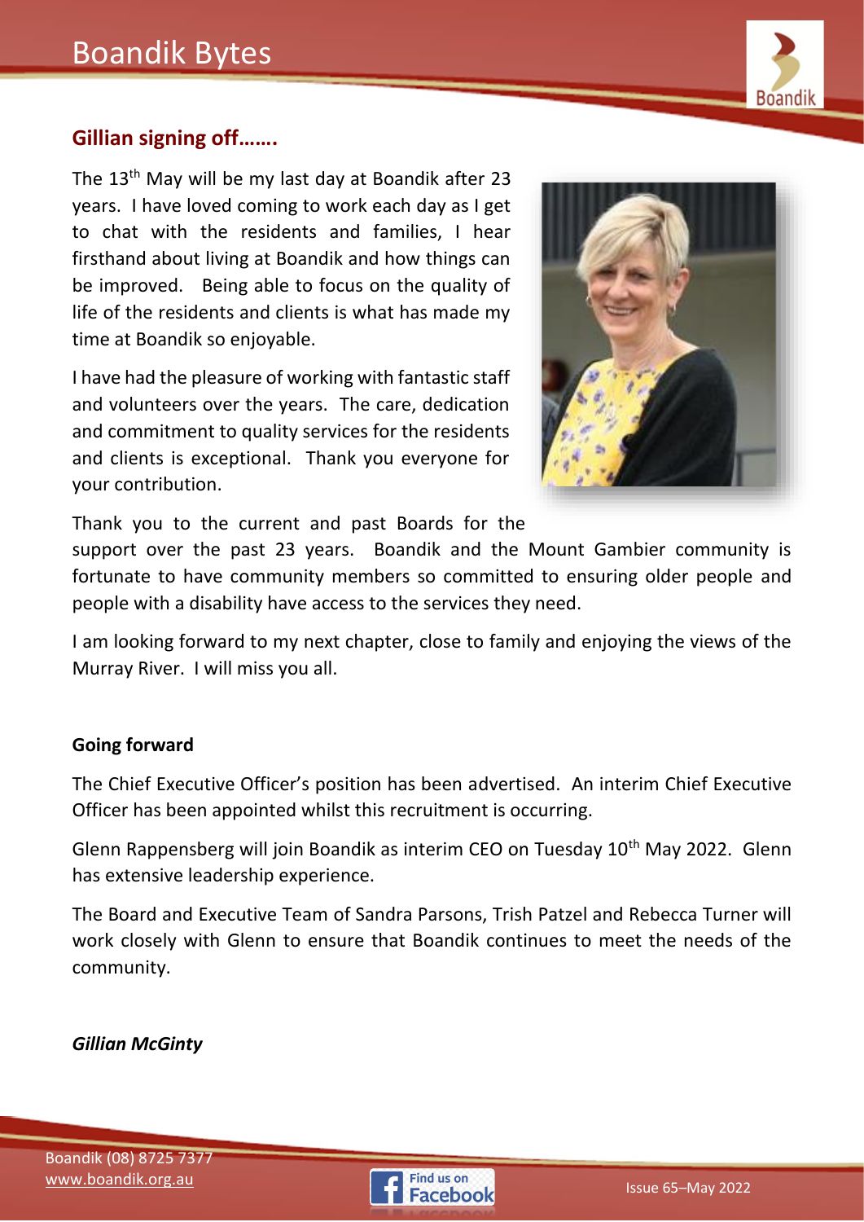## Gillian signing off…….

The 13th May will be my last day at Boandik after 23 years. I have loved coming to work each day as I get to chat with the residents and families, I hear firsthand about living at Boandik and how things can be improved. Being able to focus on the quality of life of the residents and clients is what has made my time at Boandik so enjoyable.

I have had the pleasure of working with fantastic staff and volunteers over the years. The care, dedication and commitment to quality services for the residents and clients is exceptional. Thank you everyone for your contribution.

Thank you to the current and past Boards for the support over the past 23 years. Boandik and the Mount Gambier community is fortunate to have community members so committed to ensuring older people and people with a disability have access to the services they need.

I am looking forward to my next chapter, close to family and enjoying the views of the Murray River. I will miss you all.

**Going forward**

The Chief Executive Officer's position has been advertised. An interim Chief Executive Officer has been appointed whilst this recruitment is occurring.

Glenn Rappensberg will join Boandik as interim CEO on Tuesday 10th May 2022. Glenn has extensive leadership experience.

The Board and Executive Team of Sandra Parsons, Trish Patzel and Rebecca Turner will work closely with Glenn to ensure that Boandik continues to meet the needs of the community.

***Gillian McGinty***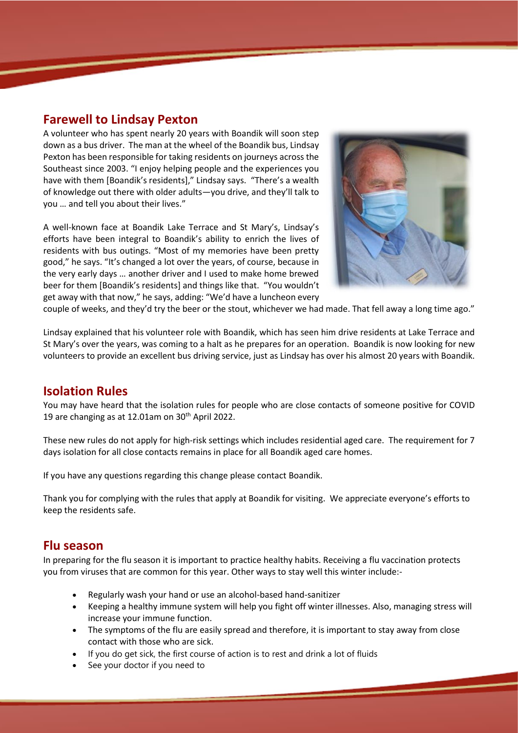## Farewell to Lindsay Pexton

A volunteer who has spent nearly 20 years with Boandik will soon step down as a bus driver. The man at the wheel of the Boandik bus, Lindsay Pexton has been responsible for taking residents on journeys across the Southeast since 2003. "I enjoy helping people and the experiences you have with them [Boandik's residents]," Lindsay says. "There's a wealth of knowledge out there with older adults—you drive, and they'll talk to you … and tell you about their lives."

A well-known face at Boandik Lake Terrace and St Mary's, Lindsay's efforts have been integral to Boandik's ability to enrich the lives of residents with bus outings. "Most of my memories have been pretty good," he says. "It's changed a lot over the years, of course, because in the very early days … another driver and I used to make home brewed beer for them [Boandik's residents] and things like that. "You wouldn't get away with that now," he says, adding: "We'd have a luncheon every couple of weeks, and they'd try the beer or the stout, whichever we had made. That fell away a long time ago."

Lindsay explained that his volunteer role with Boandik, which has seen him drive residents at Lake Terrace and St Mary's over the years, was coming to a halt as he prepares for an operation. Boandik is now looking for new volunteers to provide an excellent bus driving service, just as Lindsay has over his almost 20 years with Boandik.

## Isolation Rules

You may have heard that the isolation rules for people who are close contacts of someone positive for COVID 19 are changing as at 12.01am on 30th April 2022.

These new rules do not apply for high-risk settings which includes residential aged care. The requirement for 7 days isolation for all close contacts remains in place for all Boandik aged care homes.

If you have any questions regarding this change please contact Boandik.

Thank you for complying with the rules that apply at Boandik for visiting. We appreciate everyone's efforts to keep the residents safe.

## Flu season

In preparing for the flu season it is important to practice healthy habits. Receiving a flu vaccination protects you from viruses that are common for this year. Other ways to stay well this winter include:-

- Regularly wash your hand or use an alcohol-based hand-sanitizer
- Keeping a healthy immune system will help you fight off winter illnesses. Also, managing stress will increase your immune function.
- The symptoms of the flu are easily spread and therefore, it is important to stay away from close contact with those who are sick.
- If you do get sick, the first course of action is to rest and drink a lot of fluids
- See your doctor if you need to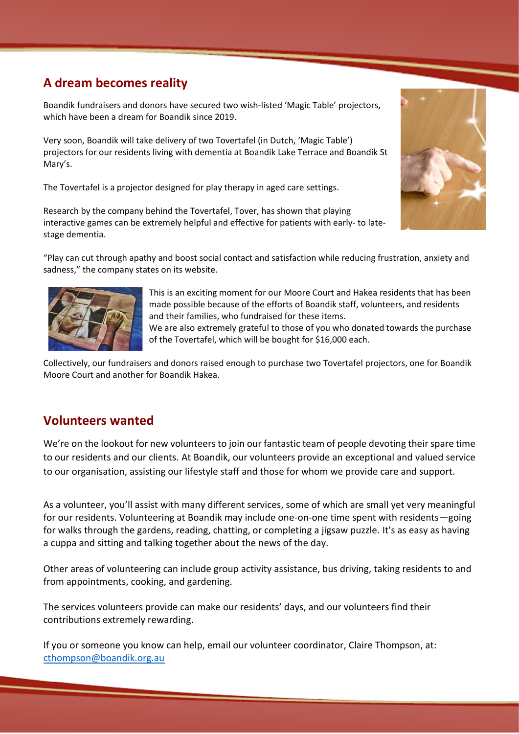## A dream becomes reality

Boandik fundraisers and donors have secured two wish-listed 'Magic Table' projectors, which have been a dream for Boandik since 2019.

Very soon, Boandik will take delivery of two Tovertafel (in Dutch, 'Magic Table') projectors for our residents living with dementia at Boandik Lake Terrace and Boandik St Mary's.

The Tovertafel is a projector designed for play therapy in aged care settings.

Research by the company behind the Tovertafel, Tover, has shown that playing interactive games can be extremely helpful and effective for patients with early- to late-stage dementia.

"Play can cut through apathy and boost social contact and satisfaction while reducing frustration, anxiety and sadness," the company states on its website.

This is an exciting moment for our Moore Court and Hakea residents that has been made possible because of the efforts of Boandik staff, volunteers, and residents and their families, who fundraised for these items.
We are also extremely grateful to those of you who donated towards the purchase of the Tovertafel, which will be bought for $16,000 each.

Collectively, our fundraisers and donors raised enough to purchase two Tovertafel projectors, one for Boandik Moore Court and another for Boandik Hakea.

## Volunteers wanted

We're on the lookout for new volunteers to join our fantastic team of people devoting their spare time to our residents and our clients. At Boandik, our volunteers provide an exceptional and valued service to our organisation, assisting our lifestyle staff and those for whom we provide care and support.

As a volunteer, you'll assist with many different services, some of which are small yet very meaningful for our residents. Volunteering at Boandik may include one-on-one time spent with residents—going for walks through the gardens, reading, chatting, or completing a jigsaw puzzle. It's as easy as having a cuppa and sitting and talking together about the news of the day.

Other areas of volunteering can include group activity assistance, bus driving, taking residents to and from appointments, cooking, and gardening.

The services volunteers provide can make our residents' days, and our volunteers find their contributions extremely rewarding.

If you or someone you know can help, email our volunteer coordinator, Claire Thompson, at: cthompson@boandik.org.au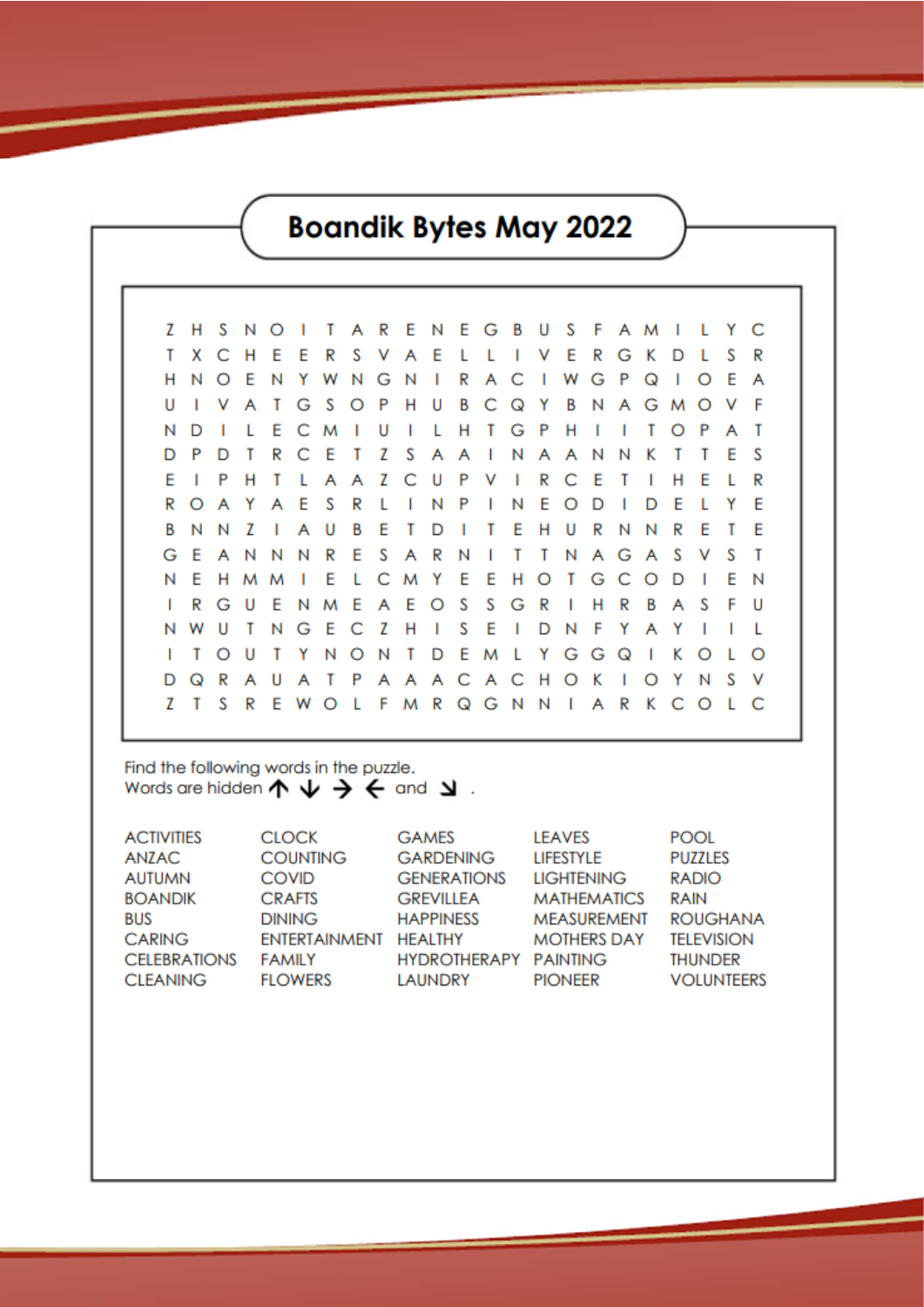# Boandik Bytes May 2022

```
Z H S N O I T A R E N E G B U S F A M I L Y C
T X C H E E R S V A E L L I V E R G K D L S R
H N O E N Y W N G N I R A C I W G P Q I O E A
U I V A T G S O P H U B C Q Y B N A G M O V F
N D I L E C M I U I L H T G P H I I T O P A T
D P D T R C E T Z S A A I N A A N N K T T E S
E I P H T L A A Z C U P V I R C E T I H E L R
R O A Y A E S R L I N P I N E O D I D E L Y E
B N N Z I A U B E T D I T E H U R N N R E T E
G E A N N N R E S A R N I T T N A G A S V S T
N E H M M I E L C M Y E E H O T G C O D I E N
I R G U E N M E A E O S S G R I H R B A S F U
N W U T N G E C Z H I S E I D N F Y A Y I I L
I T O U T Y N O N T D E M L Y G G Q I K O L O
D Q R A U A T P A A A C A C H O K I O Y N S V
Z T S R E W O L F M R Q G N N I A R K C O L C
```

Find the following words in the puzzle.
Words are hidden ↑ ↓ → ← and ↘ .

| | | | | |
|---|---|---|---|---|
| ACTIVITIES | CLOCK | GAMES | LEAVES | POOL |
| ANZAC | COUNTING | GARDENING | LIFESTYLE | PUZZLES |
| AUTUMN | COVID | GENERATIONS | LIGHTENING | RADIO |
| BOANDIK | CRAFTS | GREVILLEA | MATHEMATICS | RAIN |
| BUS | DINING | HAPPINESS | MEASUREMENT | ROUGHANA |
| CARING | ENTERTAINMENT | HEALTHY | MOTHERS DAY | TELEVISION |
| CELEBRATIONS | FAMILY | HYDROTHERAPY | PAINTING | THUNDER |
| CLEANING | FLOWERS | LAUNDRY | PIONEER | VOLUNTEERS |